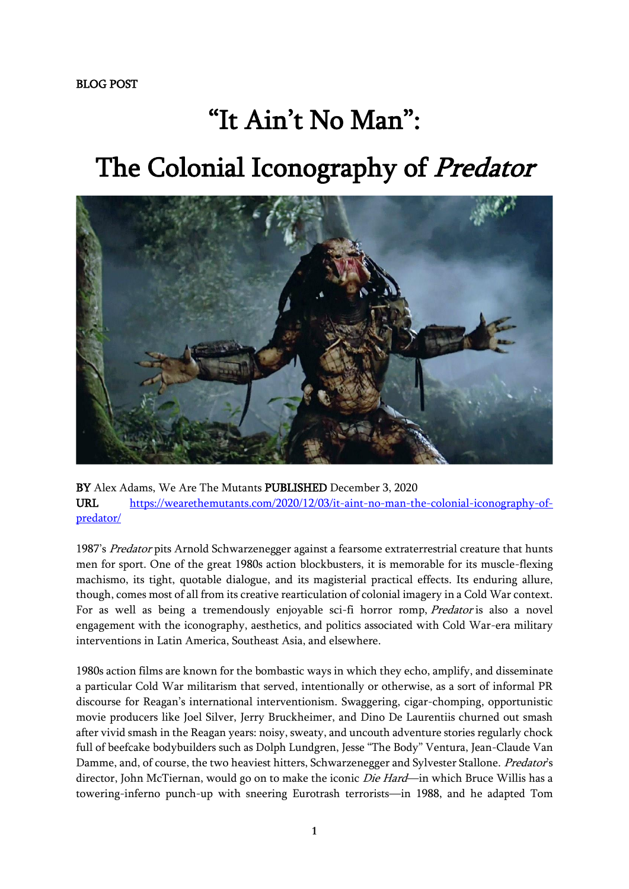BLOG POST

# "It Ain't No Man":

# The Colonial Iconography of *Predator*

**BY** Alex Adams, We Are The Mutants **PUBLISHED** December 3, 2020
**URL** https://wearethemutants.com/2020/12/03/it-aint-no-man-the-colonial-iconography-of-predator/

1987's *Predator* pits Arnold Schwarzenegger against a fearsome extraterrestrial creature that hunts men for sport. One of the great 1980s action blockbusters, it is memorable for its muscle-flexing machismo, its tight, quotable dialogue, and its magisterial practical effects. Its enduring allure, though, comes most of all from its creative rearticulation of colonial imagery in a Cold War context. For as well as being a tremendously enjoyable sci-fi horror romp, *Predator* is also a novel engagement with the iconography, aesthetics, and politics associated with Cold War-era military interventions in Latin America, Southeast Asia, and elsewhere.

1980s action films are known for the bombastic ways in which they echo, amplify, and disseminate a particular Cold War militarism that served, intentionally or otherwise, as a sort of informal PR discourse for Reagan's international interventionism. Swaggering, cigar-chomping, opportunistic movie producers like Joel Silver, Jerry Bruckheimer, and Dino De Laurentiis churned out smash after vivid smash in the Reagan years: noisy, sweaty, and uncouth adventure stories regularly chock full of beefcake bodybuilders such as Dolph Lundgren, Jesse "The Body" Ventura, Jean-Claude Van Damme, and, of course, the two heaviest hitters, Schwarzenegger and Sylvester Stallone. *Predator*'s director, John McTiernan, would go on to make the iconic *Die Hard*—in which Bruce Willis has a towering-inferno punch-up with sneering Eurotrash terrorists—in 1988, and he adapted Tom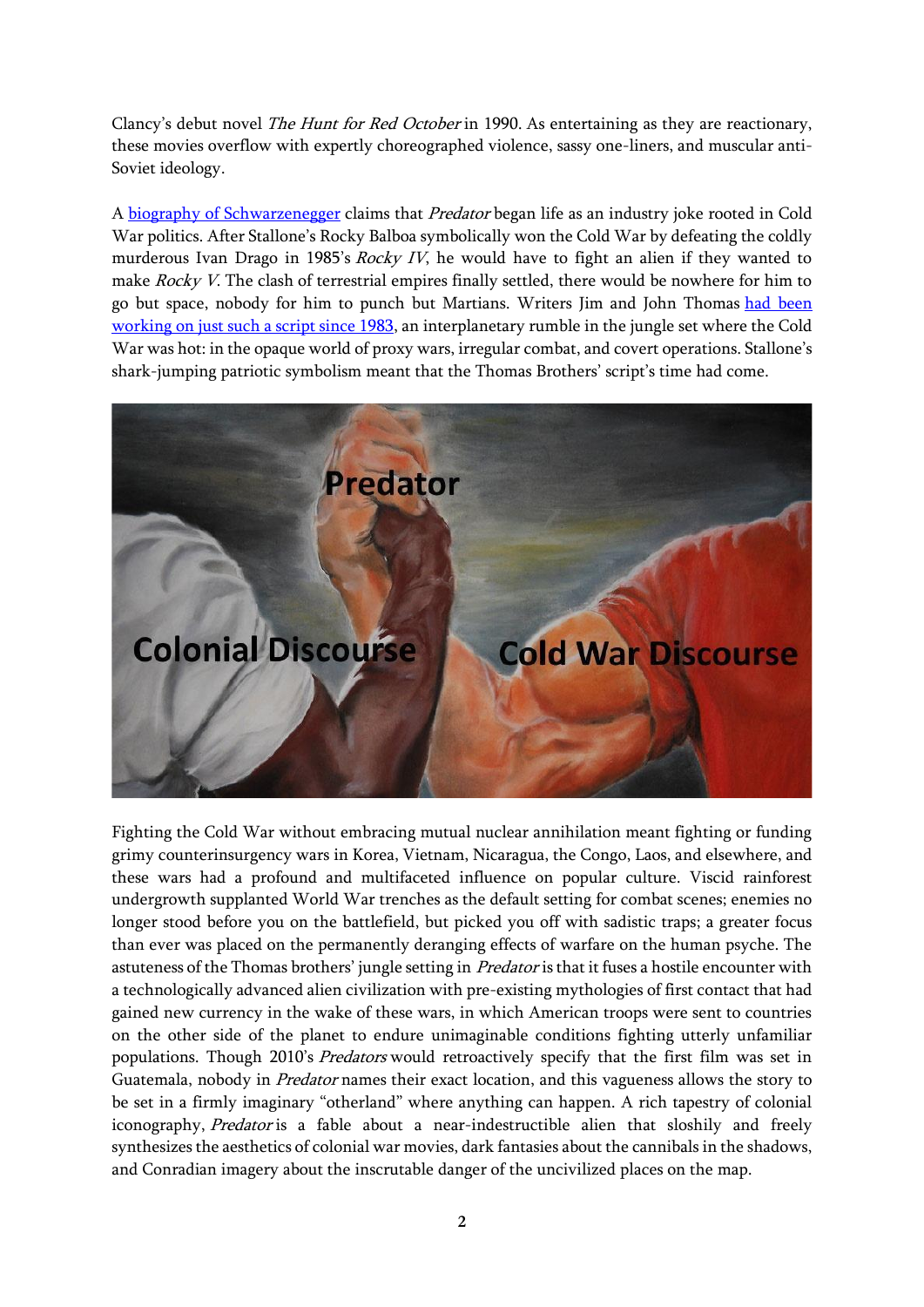Clancy's debut novel *The Hunt for Red October* in 1990. As entertaining as they are reactionary, these movies overflow with expertly choreographed violence, sassy one-liners, and muscular anti-Soviet ideology.

A biography of Schwarzenegger claims that *Predator* began life as an industry joke rooted in Cold War politics. After Stallone's Rocky Balboa symbolically won the Cold War by defeating the coldly murderous Ivan Drago in 1985's *Rocky IV*, he would have to fight an alien if they wanted to make *Rocky V*. The clash of terrestrial empires finally settled, there would be nowhere for him to go but space, nobody for him to punch but Martians. Writers Jim and John Thomas had been working on just such a script since 1983, an interplanetary rumble in the jungle set where the Cold War was hot: in the opaque world of proxy wars, irregular combat, and covert operations. Stallone's shark-jumping patriotic symbolism meant that the Thomas Brothers' script's time had come.

Fighting the Cold War without embracing mutual nuclear annihilation meant fighting or funding grimy counterinsurgency wars in Korea, Vietnam, Nicaragua, the Congo, Laos, and elsewhere, and these wars had a profound and multifaceted influence on popular culture. Viscid rainforest undergrowth supplanted World War trenches as the default setting for combat scenes; enemies no longer stood before you on the battlefield, but picked you off with sadistic traps; a greater focus than ever was placed on the permanently deranging effects of warfare on the human psyche. The astuteness of the Thomas brothers' jungle setting in *Predator* is that it fuses a hostile encounter with a technologically advanced alien civilization with pre-existing mythologies of first contact that had gained new currency in the wake of these wars, in which American troops were sent to countries on the other side of the planet to endure unimaginable conditions fighting utterly unfamiliar populations. Though 2010's *Predators* would retroactively specify that the first film was set in Guatemala, nobody in *Predator* names their exact location, and this vagueness allows the story to be set in a firmly imaginary "otherland" where anything can happen. A rich tapestry of colonial iconography, *Predator* is a fable about a near-indestructible alien that sloshily and freely synthesizes the aesthetics of colonial war movies, dark fantasies about the cannibals in the shadows, and Conradian imagery about the inscrutable danger of the uncivilized places on the map.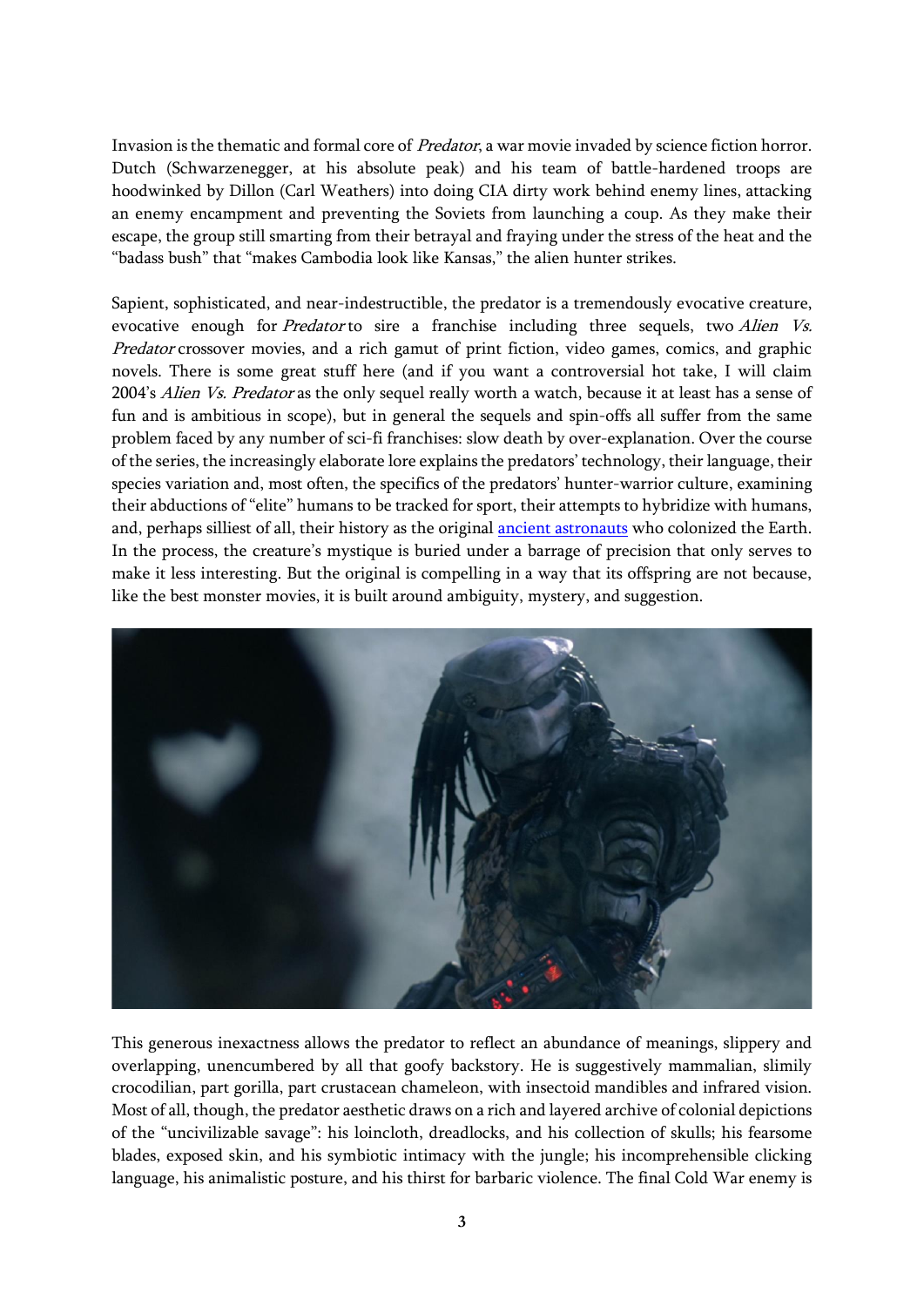Invasion is the thematic and formal core of *Predator*, a war movie invaded by science fiction horror. Dutch (Schwarzenegger, at his absolute peak) and his team of battle-hardened troops are hoodwinked by Dillon (Carl Weathers) into doing CIA dirty work behind enemy lines, attacking an enemy encampment and preventing the Soviets from launching a coup. As they make their escape, the group still smarting from their betrayal and fraying under the stress of the heat and the "badass bush" that "makes Cambodia look like Kansas," the alien hunter strikes.

Sapient, sophisticated, and near-indestructible, the predator is a tremendously evocative creature, evocative enough for *Predator* to sire a franchise including three sequels, two *Alien Vs. Predator* crossover movies, and a rich gamut of print fiction, video games, comics, and graphic novels. There is some great stuff here (and if you want a controversial hot take, I will claim 2004's *Alien Vs. Predator* as the only sequel really worth a watch, because it at least has a sense of fun and is ambitious in scope), but in general the sequels and spin-offs all suffer from the same problem faced by any number of sci-fi franchises: slow death by over-explanation. Over the course of the series, the increasingly elaborate lore explains the predators' technology, their language, their species variation and, most often, the specifics of the predators' hunter-warrior culture, examining their abductions of "elite" humans to be tracked for sport, their attempts to hybridize with humans, and, perhaps silliest of all, their history as the original ancient astronauts who colonized the Earth. In the process, the creature's mystique is buried under a barrage of precision that only serves to make it less interesting. But the original is compelling in a way that its offspring are not because, like the best monster movies, it is built around ambiguity, mystery, and suggestion.

This generous inexactness allows the predator to reflect an abundance of meanings, slippery and overlapping, unencumbered by all that goofy backstory. He is suggestively mammalian, slimily crocodilian, part gorilla, part crustacean chameleon, with insectoid mandibles and infrared vision. Most of all, though, the predator aesthetic draws on a rich and layered archive of colonial depictions of the "uncivilizable savage": his loincloth, dreadlocks, and his collection of skulls; his fearsome blades, exposed skin, and his symbiotic intimacy with the jungle; his incomprehensible clicking language, his animalistic posture, and his thirst for barbaric violence. The final Cold War enemy is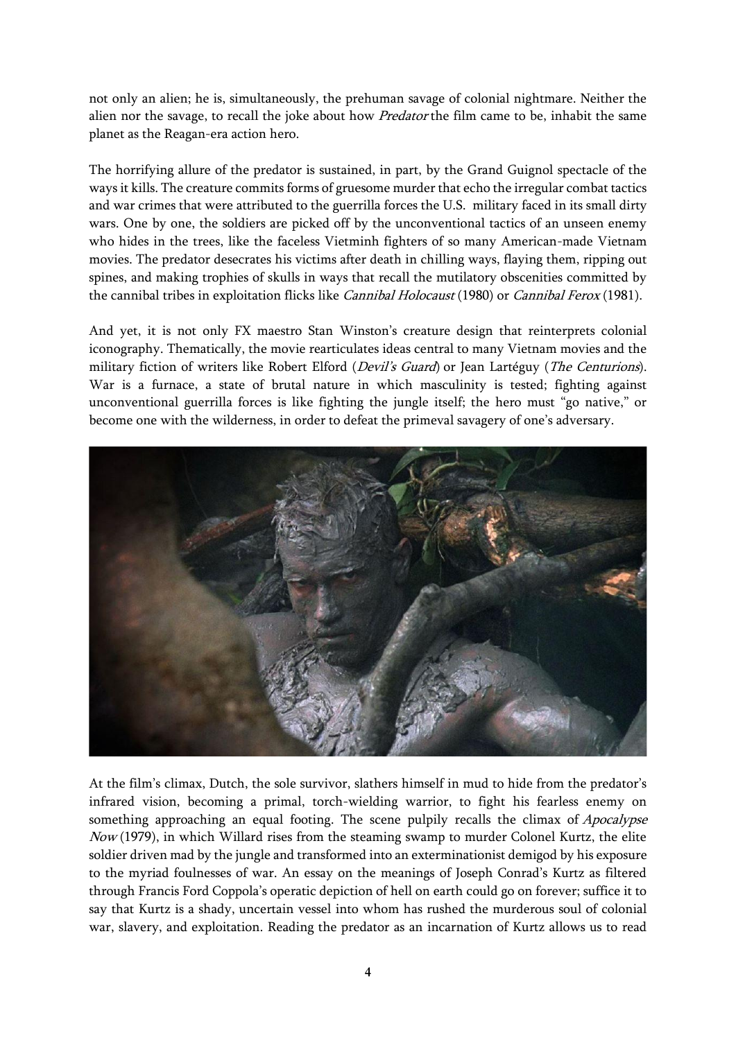not only an alien; he is, simultaneously, the prehuman savage of colonial nightmare. Neither the alien nor the savage, to recall the joke about how *Predator* the film came to be, inhabit the same planet as the Reagan-era action hero.

The horrifying allure of the predator is sustained, in part, by the Grand Guignol spectacle of the ways it kills. The creature commits forms of gruesome murder that echo the irregular combat tactics and war crimes that were attributed to the guerrilla forces the U.S. military faced in its small dirty wars. One by one, the soldiers are picked off by the unconventional tactics of an unseen enemy who hides in the trees, like the faceless Vietminh fighters of so many American-made Vietnam movies. The predator desecrates his victims after death in chilling ways, flaying them, ripping out spines, and making trophies of skulls in ways that recall the mutilatory obscenities committed by the cannibal tribes in exploitation flicks like *Cannibal Holocaust* (1980) or *Cannibal Ferox* (1981).

And yet, it is not only FX maestro Stan Winston's creature design that reinterprets colonial iconography. Thematically, the movie rearticulates ideas central to many Vietnam movies and the military fiction of writers like Robert Elford (*Devil's Guard*) or Jean Lartéguy (*The Centurions*). War is a furnace, a state of brutal nature in which masculinity is tested; fighting against unconventional guerrilla forces is like fighting the jungle itself; the hero must "go native," or become one with the wilderness, in order to defeat the primeval savagery of one's adversary.

At the film's climax, Dutch, the sole survivor, slathers himself in mud to hide from the predator's infrared vision, becoming a primal, torch-wielding warrior, to fight his fearless enemy on something approaching an equal footing. The scene pulpily recalls the climax of *Apocalypse Now* (1979), in which Willard rises from the steaming swamp to murder Colonel Kurtz, the elite soldier driven mad by the jungle and transformed into an exterminationist demigod by his exposure to the myriad foulnesses of war. An essay on the meanings of Joseph Conrad's Kurtz as filtered through Francis Ford Coppola's operatic depiction of hell on earth could go on forever; suffice it to say that Kurtz is a shady, uncertain vessel into whom has rushed the murderous soul of colonial war, slavery, and exploitation. Reading the predator as an incarnation of Kurtz allows us to read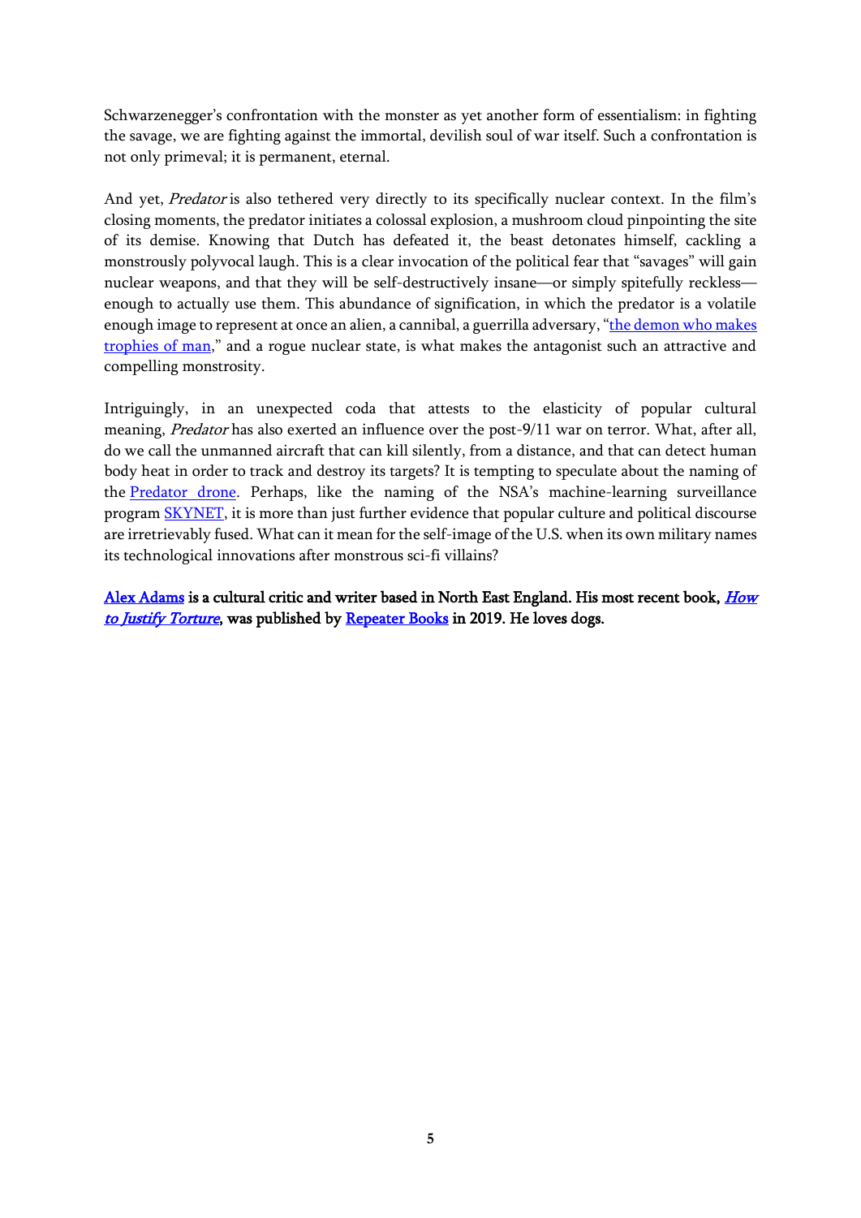Schwarzenegger's confrontation with the monster as yet another form of essentialism: in fighting the savage, we are fighting against the immortal, devilish soul of war itself. Such a confrontation is not only primeval; it is permanent, eternal.

And yet, *Predator* is also tethered very directly to its specifically nuclear context. In the film's closing moments, the predator initiates a colossal explosion, a mushroom cloud pinpointing the site of its demise. Knowing that Dutch has defeated it, the beast detonates himself, cackling a monstrously polyvocal laugh. This is a clear invocation of the political fear that "savages" will gain nuclear weapons, and that they will be self-destructively insane—or simply spitefully reckless—enough to actually use them. This abundance of signification, in which the predator is a volatile enough image to represent at once an alien, a cannibal, a guerrilla adversary, "the demon who makes trophies of man," and a rogue nuclear state, is what makes the antagonist such an attractive and compelling monstrosity.

Intriguingly, in an unexpected coda that attests to the elasticity of popular cultural meaning, *Predator* has also exerted an influence over the post-9/11 war on terror. What, after all, do we call the unmanned aircraft that can kill silently, from a distance, and that can detect human body heat in order to track and destroy its targets? It is tempting to speculate about the naming of the Predator drone. Perhaps, like the naming of the NSA's machine-learning surveillance program SKYNET, it is more than just further evidence that popular culture and political discourse are irretrievably fused. What can it mean for the self-image of the U.S. when its own military names its technological innovations after monstrous sci-fi villains?

**Alex Adams is a cultural critic and writer based in North East England. His most recent book, *How to Justify Torture*, was published by Repeater Books in 2019. He loves dogs.**